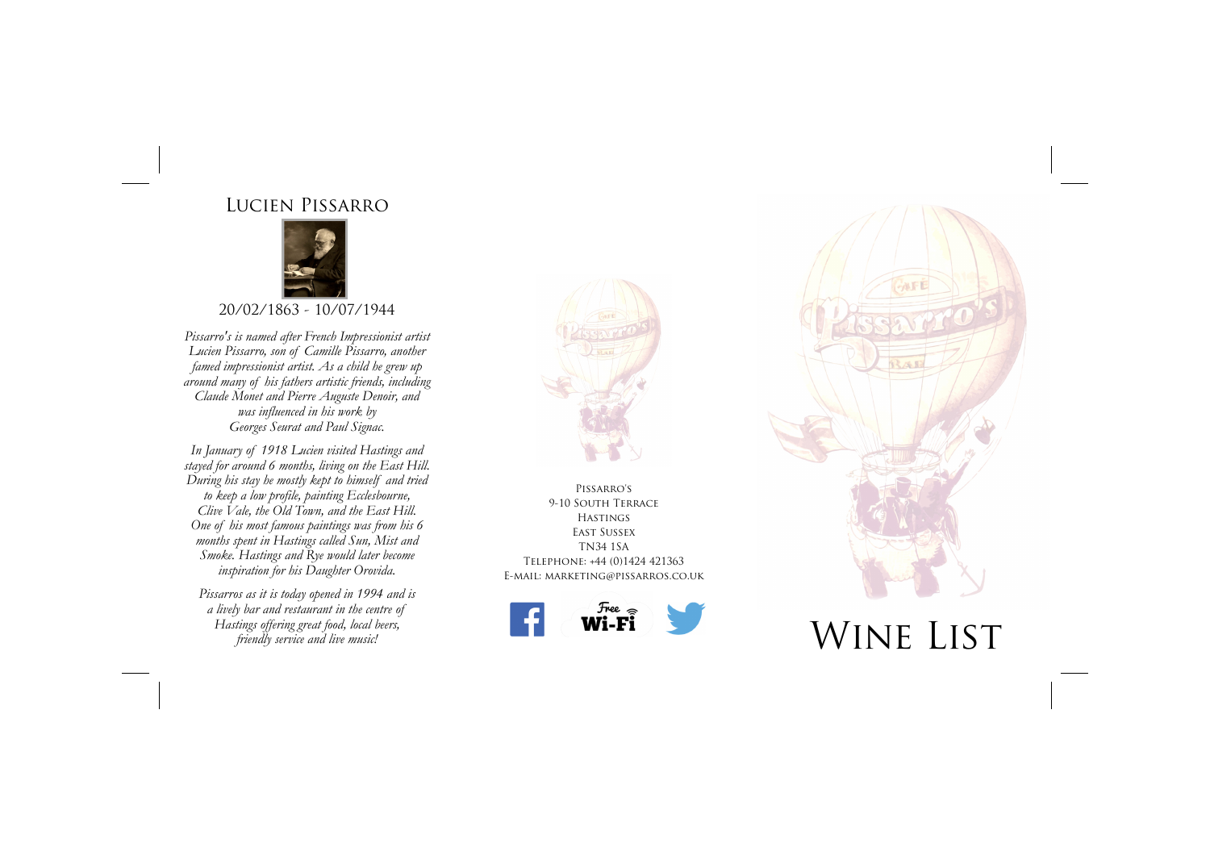## Lucien Pissarro

20/02/1863 - 10/07/1944

*Pissarro's is named after French Impressionist artist Lucien Pissarro, son of Camille Pissarro, another famed impressionist artist. As a child he grew up around many of his fathers artistic friends, including Claude Monet and Pierre Auguste Denoir, and was influenced in his work by Georges Seurat and Paul Signac.*

*In January of 1918 Lucien visited Hastings and stayed for around 6 months, living on the East Hill. During his stay he mostly kept to himself and tried to keep a low profile, painting Ecclesbourne, Clive Vale, the Old Town, and the East Hill. One of his most famous paintings was from his 6 months spent in Hastings called Sun, Mist and Smoke. Hastings and Rye would later become inspiration for his Daughter Orovida.*

*Pissarros as it is today opened in 1994 and is a lively bar and restaurant in the centre of Hastings offering great food, local beers, friendly service and live music!*

Pissarro's
9-10 South Terrace
Hastings
East Sussex
TN34 1SA
Telephone: +44 (0)1424 421363
E-mail: marketing@pissarros.co.uk

Free Wi-Fi

# Wine List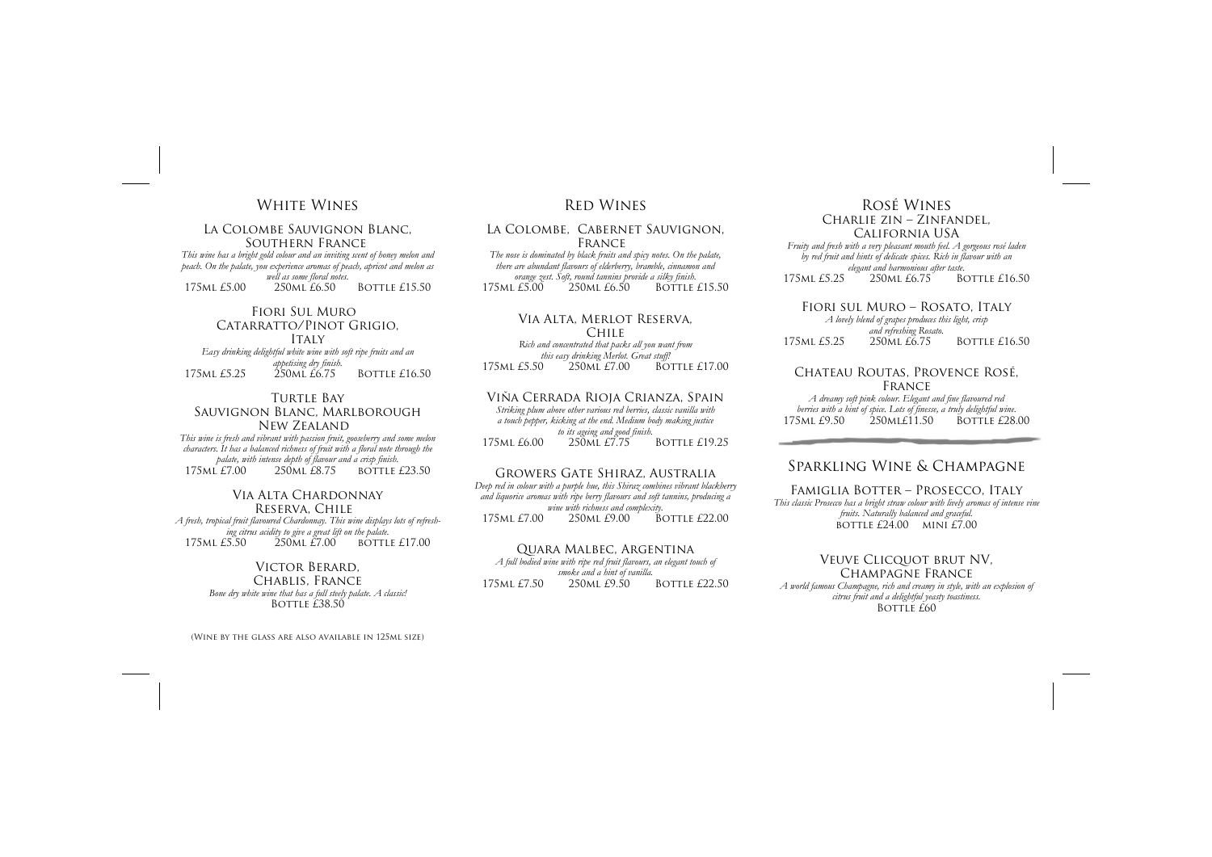## White Wines

### La Colombe Sauvignon Blanc, Southern France

*This wine has a bright gold colour and an inviting scent of honey melon and peach. On the palate, you experience aromas of peach, apricot and melon as well as some floral notes.*

175ml £5.00 250ml £6.50 Bottle £15.50

### Fiori Sul Muro Catarratto/Pinot Grigio, Italy

*Easy drinking delightful white wine with soft ripe fruits and an appetising dry finish.*

175ml £5.25 250ml £6.75 Bottle £16.50

### Turtle Bay Sauvignon Blanc, Marlborough New Zealand

*This wine is fresh and vibrant with passion fruit, gooseberry and some melon characters. It has a balanced richness of fruit with a floral note through the palate, with intense depth of flavour and a crisp finish.*

175ml £7.00 250ml £8.75 bottle £23.50

### Via Alta Chardonnay Reserva, Chile

*A fresh, tropical fruit flavoured Chardonnay. This wine displays lots of refreshing citrus acidity to give a great lift on the palate.*

175ml £5.50 250ml £7.00 bottle £17.00

### Victor Berard, Chablis, France

*Bone dry white wine that has a full steely palate. A classic!*

Bottle £38.50

(Wine by the glass are also available in 125ml size)

## Red Wines

### La Colombe, Cabernet Sauvignon, France

*The nose is dominated by black fruits and spicy notes. On the palate, there are abundant flavours of elderberry, bramble, cinnamon and orange zest. Soft, round tannins provide a silky finish.*

175ml £5.00 250ml £6.50 Bottle £15.50

### Via Alta, Merlot Reserva, Chile

*Rich and concentrated that packs all you want from this easy drinking Merlot. Great stuff!*

175ml £5.50 250ml £7.00 Bottle £17.00

### Viňa Cerrada Rioja Crianza, Spain

*Striking plum above other various red berries, classic vanilla with a touch pepper, kicking at the end. Medium body making justice to its ageing and good finish.*

175ml £6.00 250ml £7.75 Bottle £19.25

### Growers Gate Shiraz, Australia

*Deep red in colour with a purple hue, this Shiraz combines vibrant blackberry and liquorice aromas with ripe berry flavours and soft tannins, producing a wine with richness and complexity.*

175ml £7.00 250ml £9.00 Bottle £22.00

### Quara Malbec, Argentina

*A full bodied wine with ripe red fruit flavours, an elegant touch of smoke and a hint of vanilla.*

175ml £7.50 250ml £9.50 Bottle £22.50

## Rosé Wines

### Charlie zin – Zinfandel, California USA

*Fruity and fresh with a very pleasant mouth feel. A gorgeous rosé laden by red fruit and hints of delicate spices. Rich in flavour with an elegant and harmonious after taste.*

175ml £5.25 250ml £6.75 Bottle £16.50

### Fiori sul Muro – Rosato, Italy

*A lovely blend of grapes produces this light, crisp and refreshing Rosato.*

175ml £5.25 250ml £6.75 Bottle £16.50

### Chateau Routas, Provence Rosé, France

*A dreamy soft pink colour. Elegant and fine flavoured red berries with a hint of spice. Lots of finesse, a truly delightful wine.*

175ml £9.50 250ml£11.50 Bottle £28.00

## Sparkling Wine & Champagne

### Famiglia Botter – Prosecco, Italy

*This classic Prosecco has a bright straw colour with lively aromas of intense vine fruits. Naturally balanced and graceful.*

bottle £24.00 mini £7.00

### Veuve Clicquot brut NV, Champagne France

*A world famous Champagne, rich and creamy in style, with an explosion of citrus fruit and a delightful yeasty toastiness.*

Bottle £60